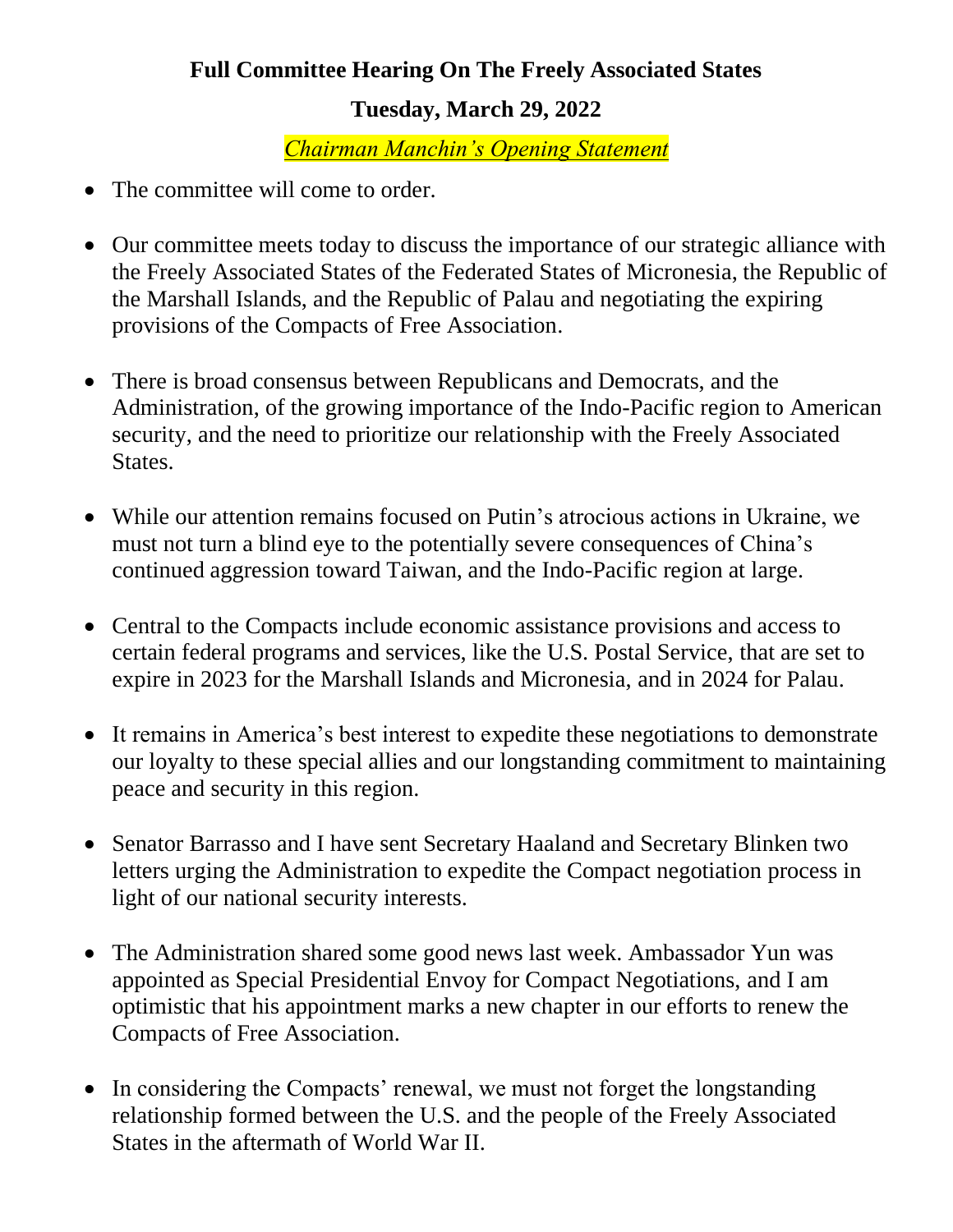# Full Committee Hearing On The Freely Associated States

## Tuesday, March 29, 2022

### *Chairman Manchin's Opening Statement*

- The committee will come to order.

- Our committee meets today to discuss the importance of our strategic alliance with the Freely Associated States of the Federated States of Micronesia, the Republic of the Marshall Islands, and the Republic of Palau and negotiating the expiring provisions of the Compacts of Free Association.

- There is broad consensus between Republicans and Democrats, and the Administration, of the growing importance of the Indo-Pacific region to American security, and the need to prioritize our relationship with the Freely Associated States.

- While our attention remains focused on Putin's atrocious actions in Ukraine, we must not turn a blind eye to the potentially severe consequences of China's continued aggression toward Taiwan, and the Indo-Pacific region at large.

- Central to the Compacts include economic assistance provisions and access to certain federal programs and services, like the U.S. Postal Service, that are set to expire in 2023 for the Marshall Islands and Micronesia, and in 2024 for Palau.

- It remains in America's best interest to expedite these negotiations to demonstrate our loyalty to these special allies and our longstanding commitment to maintaining peace and security in this region.

- Senator Barrasso and I have sent Secretary Haaland and Secretary Blinken two letters urging the Administration to expedite the Compact negotiation process in light of our national security interests.

- The Administration shared some good news last week. Ambassador Yun was appointed as Special Presidential Envoy for Compact Negotiations, and I am optimistic that his appointment marks a new chapter in our efforts to renew the Compacts of Free Association.

- In considering the Compacts' renewal, we must not forget the longstanding relationship formed between the U.S. and the people of the Freely Associated States in the aftermath of World War II.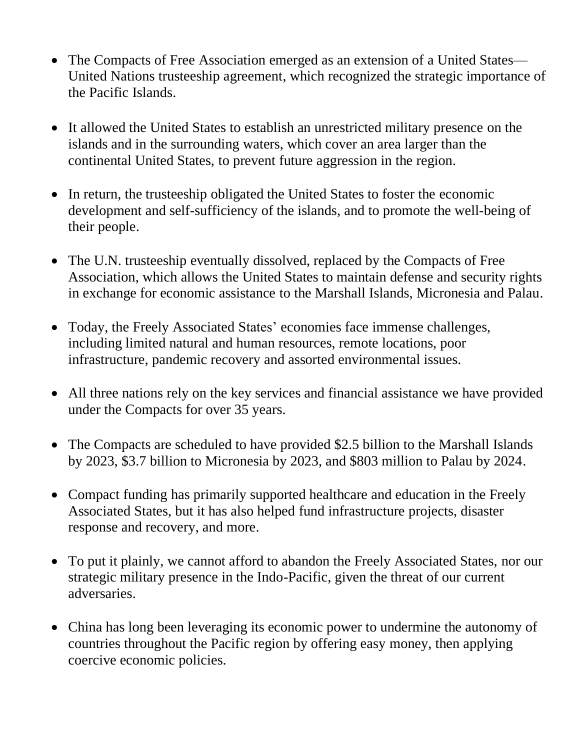- The Compacts of Free Association emerged as an extension of a United States—United Nations trusteeship agreement, which recognized the strategic importance of the Pacific Islands.

- It allowed the United States to establish an unrestricted military presence on the islands and in the surrounding waters, which cover an area larger than the continental United States, to prevent future aggression in the region.

- In return, the trusteeship obligated the United States to foster the economic development and self-sufficiency of the islands, and to promote the well-being of their people.

- The U.N. trusteeship eventually dissolved, replaced by the Compacts of Free Association, which allows the United States to maintain defense and security rights in exchange for economic assistance to the Marshall Islands, Micronesia and Palau.

- Today, the Freely Associated States' economies face immense challenges, including limited natural and human resources, remote locations, poor infrastructure, pandemic recovery and assorted environmental issues.

- All three nations rely on the key services and financial assistance we have provided under the Compacts for over 35 years.

- The Compacts are scheduled to have provided $2.5 billion to the Marshall Islands by 2023, $3.7 billion to Micronesia by 2023, and $803 million to Palau by 2024.

- Compact funding has primarily supported healthcare and education in the Freely Associated States, but it has also helped fund infrastructure projects, disaster response and recovery, and more.

- To put it plainly, we cannot afford to abandon the Freely Associated States, nor our strategic military presence in the Indo-Pacific, given the threat of our current adversaries.

- China has long been leveraging its economic power to undermine the autonomy of countries throughout the Pacific region by offering easy money, then applying coercive economic policies.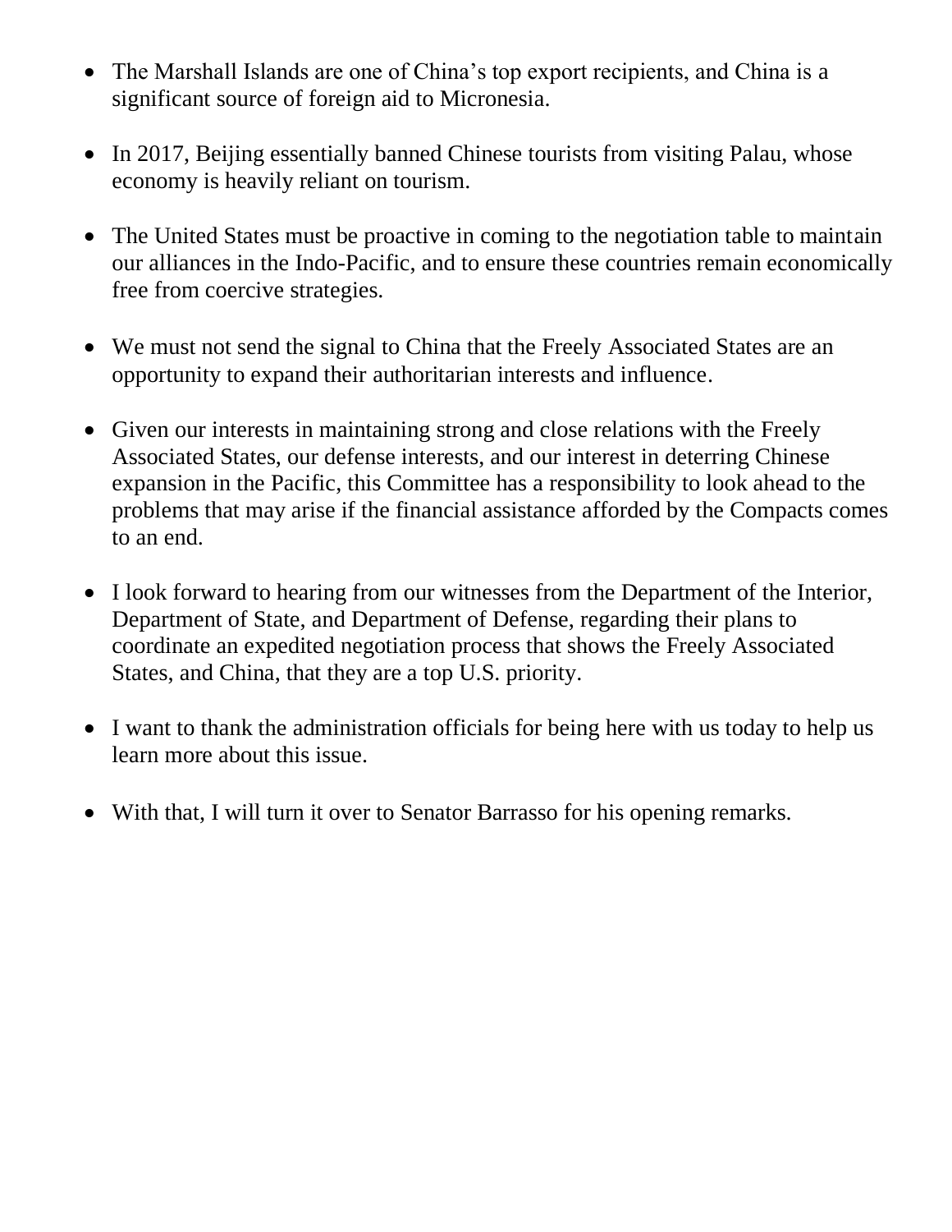- The Marshall Islands are one of China's top export recipients, and China is a significant source of foreign aid to Micronesia.

- In 2017, Beijing essentially banned Chinese tourists from visiting Palau, whose economy is heavily reliant on tourism.

- The United States must be proactive in coming to the negotiation table to maintain our alliances in the Indo-Pacific, and to ensure these countries remain economically free from coercive strategies.

- We must not send the signal to China that the Freely Associated States are an opportunity to expand their authoritarian interests and influence.

- Given our interests in maintaining strong and close relations with the Freely Associated States, our defense interests, and our interest in deterring Chinese expansion in the Pacific, this Committee has a responsibility to look ahead to the problems that may arise if the financial assistance afforded by the Compacts comes to an end.

- I look forward to hearing from our witnesses from the Department of the Interior, Department of State, and Department of Defense, regarding their plans to coordinate an expedited negotiation process that shows the Freely Associated States, and China, that they are a top U.S. priority.

- I want to thank the administration officials for being here with us today to help us learn more about this issue.

- With that, I will turn it over to Senator Barrasso for his opening remarks.